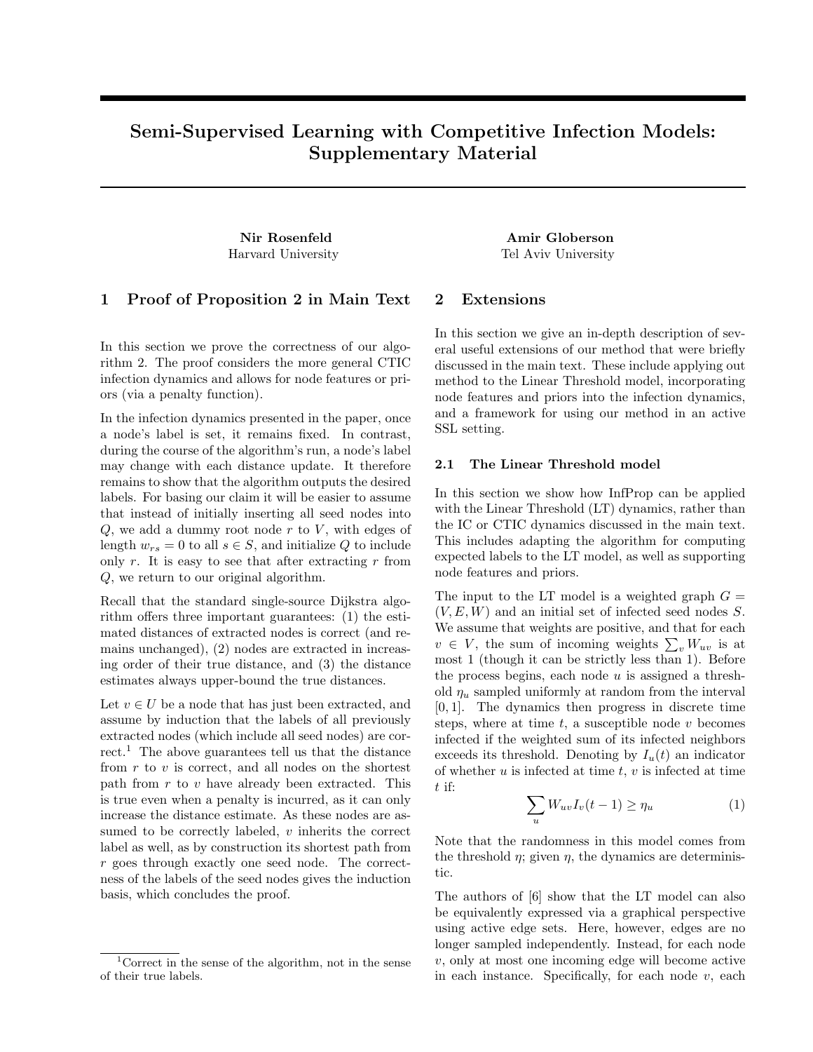# Semi-Supervised Learning with Competitive Infection Models: Supplementary Material

**Nir Rosenfeld**
Harvard University

**Amir Globerson**
Tel Aviv University

## 1 Proof of Proposition 2 in Main Text

In this section we prove the correctness of our algorithm 2. The proof considers the more general CTIC infection dynamics and allows for node features or priors (via a penalty function).

In the infection dynamics presented in the paper, once a node's label is set, it remains fixed. In contrast, during the course of the algorithm's run, a node's label may change with each distance update. It therefore remains to show that the algorithm outputs the desired labels. For basing our claim it will be easier to assume that instead of initially inserting all seed nodes into $Q$, we add a dummy root node $r$ to $V$, with edges of length $w_{rs} = 0$ to all $s \in S$, and initialize $Q$ to include only $r$. It is easy to see that after extracting $r$ from $Q$, we return to our original algorithm.

Recall that the standard single-source Dijkstra algorithm offers three important guarantees: (1) the estimated distances of extracted nodes is correct (and remains unchanged), (2) nodes are extracted in increasing order of their true distance, and (3) the distance estimates always upper-bound the true distances.

Let $v \in U$ be a node that has just been extracted, and assume by induction that the labels of all previously extracted nodes (which include all seed nodes) are correct.[1] The above guarantees tell us that the distance from $r$ to $v$ is correct, and all nodes on the shortest path from $r$ to $v$ have already been extracted. This is true even when a penalty is incurred, as it can only increase the distance estimate. As these nodes are assumed to be correctly labeled, $v$ inherits the correct label as well, as by construction its shortest path from $r$ goes through exactly one seed node. The correctness of the labels of the seed nodes gives the induction basis, which concludes the proof.

[1] Correct in the sense of the algorithm, not in the sense of their true labels.

## 2 Extensions

In this section we give an in-depth description of several useful extensions of our method that were briefly discussed in the main text. These include applying out method to the Linear Threshold model, incorporating node features and priors into the infection dynamics, and a framework for using our method in an active SSL setting.

### 2.1 The Linear Threshold model

In this section we show how InfProp can be applied with the Linear Threshold (LT) dynamics, rather than the IC or CTIC dynamics discussed in the main text. This includes adapting the algorithm for computing expected labels to the LT model, as well as supporting node features and priors.

The input to the LT model is a weighted graph $G = (V, E, W)$ and an initial set of infected seed nodes $S$. We assume that weights are positive, and that for each $v \in V$, the sum of incoming weights $\sum_v W_{uv}$ is at most 1 (though it can be strictly less than 1). Before the process begins, each node $u$ is assigned a threshold $\eta_u$ sampled uniformly at random from the interval $[0, 1]$. The dynamics then progress in discrete time steps, where at time $t$, a susceptible node $v$ becomes infected if the weighted sum of its infected neighbors exceeds its threshold. Denoting by $I_u(t)$ an indicator of whether $u$ is infected at time $t$, $v$ is infected at time $t$ if:

$$\sum_u W_{uv} I_v(t-1) \geq \eta_u \tag{1}$$

Note that the randomness in this model comes from the threshold $\eta$; given $\eta$, the dynamics are deterministic.

The authors of [6] show that the LT model can also be equivalently expressed via a graphical perspective using active edge sets. Here, however, edges are no longer sampled independently. Instead, for each node $v$, only at most one incoming edge will become active in each instance. Specifically, for each node $v$, each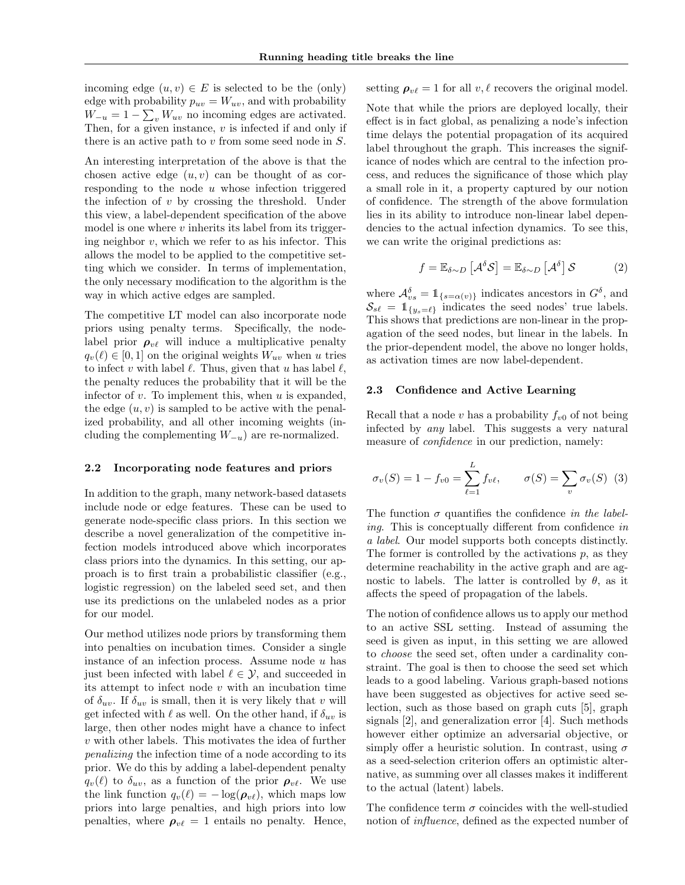incoming edge $(u, v) \in E$ is selected to be the (only) edge with probability $p_{uv} = W_{uv}$, and with probability $W_{-u} = 1 - \sum_v W_{uv}$ no incoming edges are activated. Then, for a given instance, $v$ is infected if and only if there is an active path to $v$ from some seed node in $S$.

An interesting interpretation of the above is that the chosen active edge $(u, v)$ can be thought of as corresponding to the node $u$ whose infection triggered the infection of $v$ by crossing the threshold. Under this view, a label-dependent specification of the above model is one where $v$ inherits its label from its triggering neighbor $v$, which we refer to as his infector. This allows the model to be applied to the competitive setting which we consider. In terms of implementation, the only necessary modification to the algorithm is the way in which active edges are sampled.

The competitive LT model can also incorporate node priors using penalty terms. Specifically, the node-label prior $\boldsymbol{\rho}_{v\ell}$ will induce a multiplicative penalty $q_v(\ell) \in [0, 1]$ on the original weights $W_{uv}$ when $u$ tries to infect $v$ with label $\ell$. Thus, given that $u$ has label $\ell$, the penalty reduces the probability that it will be the infector of $v$. To implement this, when $u$ is expanded, the edge $(u, v)$ is sampled to be active with the penalized probability, and all other incoming weights (including the complementing $W_{-u}$) are re-normalized.

### 2.2 Incorporating node features and priors

In addition to the graph, many network-based datasets include node or edge features. These can be used to generate node-specific class priors. In this section we describe a novel generalization of the competitive infection models introduced above which incorporates class priors into the dynamics. In this setting, our approach is to first train a probabilistic classifier (e.g., logistic regression) on the labeled seed set, and then use its predictions on the unlabeled nodes as a prior for our model.

Our method utilizes node priors by transforming them into penalties on incubation times. Consider a single instance of an infection process. Assume node $u$ has just been infected with label $\ell \in \mathcal{Y}$, and succeeded in its attempt to infect node $v$ with an incubation time of $\delta_{uv}$. If $\delta_{uv}$ is small, then it is very likely that $v$ will get infected with $\ell$ as well. On the other hand, if $\delta_{uv}$ is large, then other nodes might have a chance to infect $v$ with other labels. This motivates the idea of further *penalizing* the infection time of a node according to its prior. We do this by adding a label-dependent penalty $q_v(\ell)$ to $\delta_{uv}$, as a function of the prior $\boldsymbol{\rho}_{v\ell}$. We use the link function $q_v(\ell) = -\log(\boldsymbol{\rho}_{v\ell})$, which maps low priors into large penalties, and high priors into low penalties, where $\boldsymbol{\rho}_{v\ell} = 1$ entails no penalty. Hence, setting $\boldsymbol{\rho}_{v\ell} = 1$ for all $v, \ell$ recovers the original model.

Note that while the priors are deployed locally, their effect is in fact global, as penalizing a node's infection time delays the potential propagation of its acquired label throughout the graph. This increases the significance of nodes which are central to the infection process, and reduces the significance of those which play a small role in it, a property captured by our notion of confidence. The strength of the above formulation lies in its ability to introduce non-linear label dependencies to the actual infection dynamics. To see this, we can write the original predictions as:

$$f = \mathbb{E}_{\delta \sim D}\left[\mathcal{A}^{\delta} \mathcal{S}\right] = \mathbb{E}_{\delta \sim D}\left[\mathcal{A}^{\delta}\right] \mathcal{S} \tag{2}$$

where $\mathcal{A}^{\delta}_{vs} = \mathbb{1}_{\{s = \alpha(v)\}}$ indicates ancestors in $G^{\delta}$, and $\mathcal{S}_{s\ell} = \mathbb{1}_{\{y_s = \ell\}}$ indicates the seed nodes' true labels. This shows that predictions are non-linear in the propagation of the seed nodes, but linear in the labels. In the prior-dependent model, the above no longer holds, as activation times are now label-dependent.

### 2.3 Confidence and Active Learning

Recall that a node $v$ has a probability $f_{v0}$ of not being infected by *any* label. This suggests a very natural measure of *confidence* in our prediction, namely:

$$\sigma_v(S) = 1 - f_{v0} = \sum_{\ell=1}^{L} f_{v\ell}, \qquad \sigma(S) = \sum_{v} \sigma_v(S) \tag{3}$$

The function $\sigma$ quantifies the confidence *in the labeling*. This is conceptually different from confidence *in a label*. Our model supports both concepts distinctly. The former is controlled by the activations $p$, as they determine reachability in the active graph and are agnostic to labels. The latter is controlled by $\theta$, as it affects the speed of propagation of the labels.

The notion of confidence allows us to apply our method to an active SSL setting. Instead of assuming the seed is given as input, in this setting we are allowed to *choose* the seed set, often under a cardinality constraint. The goal is then to choose the seed set which leads to a good labeling. Various graph-based notions have been suggested as objectives for active seed selection, such as those based on graph cuts [5], graph signals [2], and generalization error [4]. Such methods however either optimize an adversarial objective, or simply offer a heuristic solution. In contrast, using $\sigma$ as a seed-selection criterion offers an optimistic alternative, as summing over all classes makes it indifferent to the actual (latent) labels.

The confidence term $\sigma$ coincides with the well-studied notion of *influence*, defined as the expected number of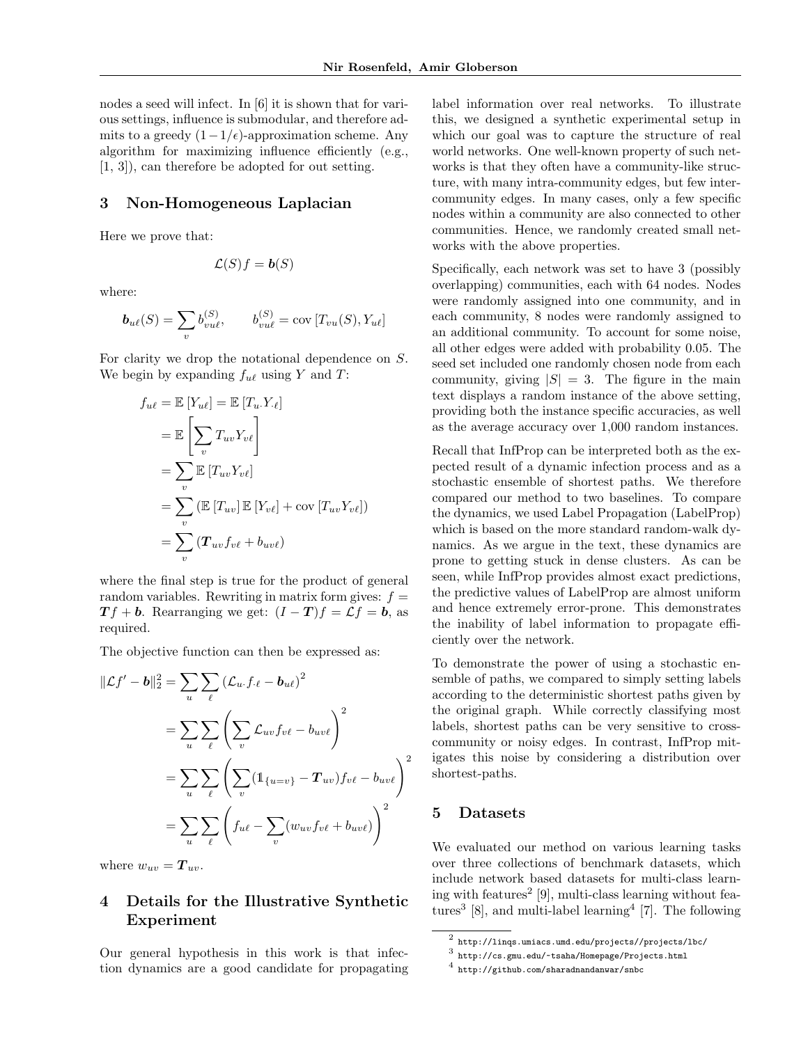nodes a seed will infect. In [6] it is shown that for various settings, influence is submodular, and therefore admits to a greedy $(1-1/\epsilon)$-approximation scheme. Any algorithm for maximizing influence efficiently (e.g., [1, 3]), can therefore be adopted for out setting.

## 3 Non-Homogeneous Laplacian

Here we prove that:

$$\mathcal{L}(S)f = \boldsymbol{b}(S)$$

where:

$$\boldsymbol{b}_{u\ell}(S) = \sum_v b_{vu\ell}^{(S)}, \qquad b_{vu\ell}^{(S)} = \mathrm{cov}\left[T_{vu}(S), Y_{u\ell}\right]$$

For clarity we drop the notational dependence on $S$. We begin by expanding $f_{u\ell}$ using $Y$ and $T$:

$$\begin{aligned}
f_{u\ell} &= \mathbb{E}\left[Y_{u\ell}\right] = \mathbb{E}\left[T_{u\cdot}Y_{\cdot\ell}\right] \\
&= \mathbb{E}\left[\sum_v T_{uv}Y_{v\ell}\right] \\
&= \sum_v \mathbb{E}\left[T_{uv}Y_{v\ell}\right] \\
&= \sum_v \left(\mathbb{E}\left[T_{uv}\right]\mathbb{E}\left[Y_{v\ell}\right] + \mathrm{cov}\left[T_{uv}Y_{v\ell}\right]\right) \\
&= \sum_v \left(\boldsymbol{T}_{uv}f_{v\ell} + b_{uv\ell}\right)
\end{aligned}$$

where the final step is true for the product of general random variables. Rewriting in matrix form gives: $f = \boldsymbol{T}f + \boldsymbol{b}$. Rearranging we get: $(I - \boldsymbol{T})f = \mathcal{L}f = \boldsymbol{b}$, as required.

The objective function can then be expressed as:

$$\begin{aligned}
\|\mathcal{L}f' - \boldsymbol{b}\|_2^2 &= \sum_u \sum_\ell \left(\mathcal{L}_{u\cdot}f_{\cdot\ell} - \boldsymbol{b}_{u\ell}\right)^2 \\
&= \sum_u \sum_\ell \left(\sum_v \mathcal{L}_{uv}f_{v\ell} - b_{uv\ell}\right)^2 \\
&= \sum_u \sum_\ell \left(\sum_v (\mathbb{1}_{\{u=v\}} - \boldsymbol{T}_{uv})f_{v\ell} - b_{uv\ell}\right)^2 \\
&= \sum_u \sum_\ell \left(f_{u\ell} - \sum_v (w_{uv}f_{v\ell} + b_{uv\ell})\right)^2
\end{aligned}$$

where $w_{uv} = \boldsymbol{T}_{uv}$.

## 4 Details for the Illustrative Synthetic Experiment

Our general hypothesis in this work is that infection dynamics are a good candidate for propagating label information over real networks. To illustrate this, we designed a synthetic experimental setup in which our goal was to capture the structure of real world networks. One well-known property of such networks is that they often have a community-like structure, with many intra-community edges, but few inter-community edges. In many cases, only a few specific nodes within a community are also connected to other communities. Hence, we randomly created small networks with the above properties.

Specifically, each network was set to have 3 (possibly overlapping) communities, each with 64 nodes. Nodes were randomly assigned into one community, and in each community, 8 nodes were randomly assigned to an additional community. To account for some noise, all other edges were added with probability 0.05. The seed set included one randomly chosen node from each community, giving $|S| = 3$. The figure in the main text displays a random instance of the above setting, providing both the instance specific accuracies, as well as the average accuracy over 1,000 random instances.

Recall that InfProp can be interpreted both as the expected result of a dynamic infection process and as a stochastic ensemble of shortest paths. We therefore compared our method to two baselines. To compare the dynamics, we used Label Propagation (LabelProp) which is based on the more standard random-walk dynamics. As we argue in the text, these dynamics are prone to getting stuck in dense clusters. As can be seen, while InfProp provides almost exact predictions, the predictive values of LabelProp are almost uniform and hence extremely error-prone. This demonstrates the inability of label information to propagate efficiently over the network.

To demonstrate the power of using a stochastic ensemble of paths, we compared to simply setting labels according to the deterministic shortest paths given by the original graph. While correctly classifying most labels, shortest paths can be very sensitive to cross-community or noisy edges. In contrast, InfProp mitigates this noise by considering a distribution over shortest-paths.

## 5 Datasets

We evaluated our method on various learning tasks over three collections of benchmark datasets, which include network based datasets for multi-class learning with features[2] [9], multi-class learning without features[3] [8], and multi-label learning[4] [7]. The following

[2] http://linqs.umiacs.umd.edu/projects//projects/lbc/

[3] http://cs.gmu.edu/~tsaha/Homepage/Projects.html

[4] http://github.com/sharadnandanwar/snbc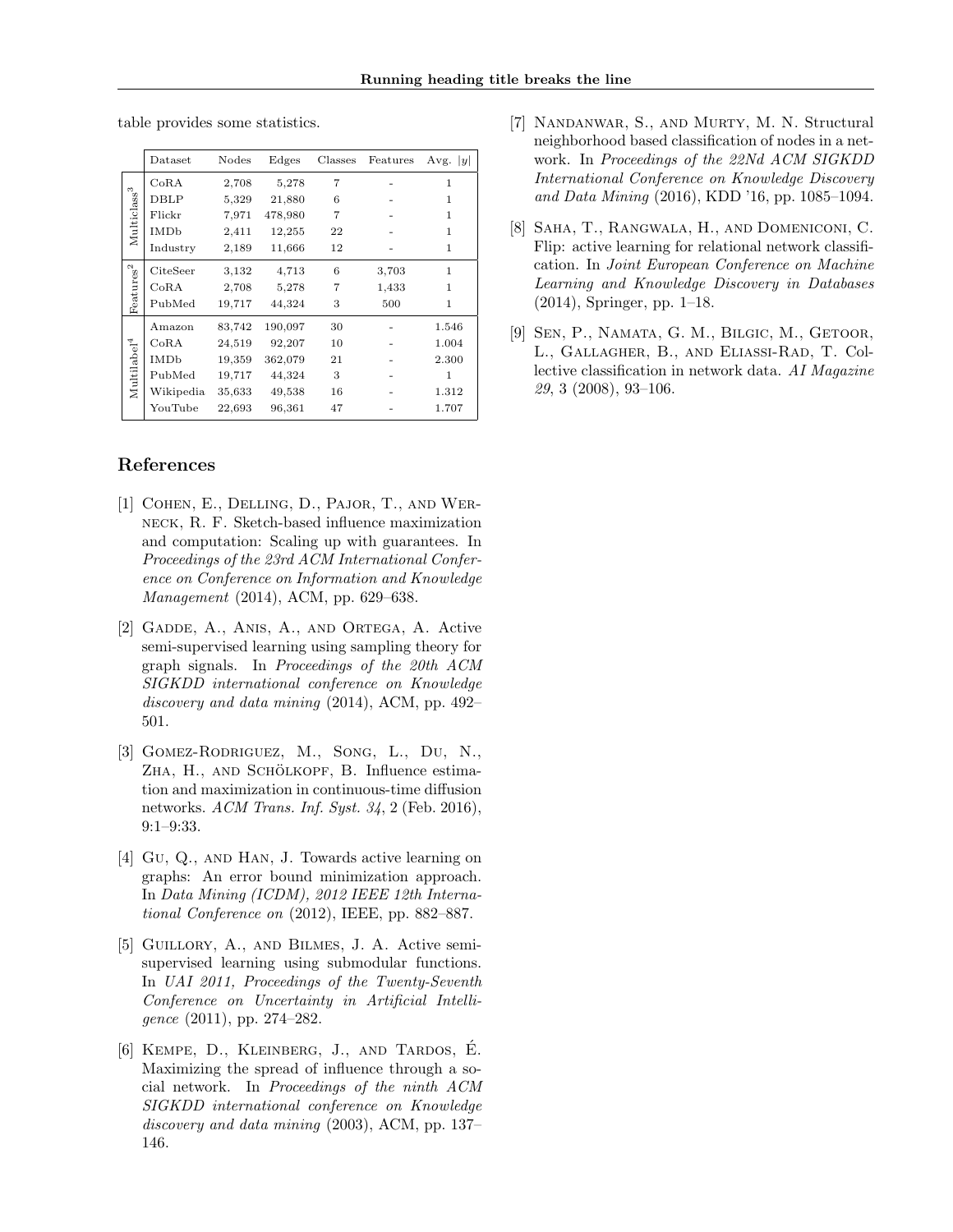table provides some statistics.

| | Dataset | Nodes | Edges | Classes | Features | Avg. $\lvert y \rvert$ |
|---|---|---|---|---|---|---|
| Multiclass[3] | CoRA | 2,708 | 5,278 | 7 | - | 1 |
| | DBLP | 5,329 | 21,880 | 6 | - | 1 |
| | Flickr | 7,971 | 478,980 | 7 | - | 1 |
| | IMDb | 2,411 | 12,255 | 22 | - | 1 |
| | Industry | 2,189 | 11,666 | 12 | - | 1 |
| Features[2] | CiteSeer | 3,132 | 4,713 | 6 | 3,703 | 1 |
| | CoRA | 2,708 | 5,278 | 7 | 1,433 | 1 |
| | PubMed | 19,717 | 44,324 | 3 | 500 | 1 |
| Multilabel[4] | Amazon | 83,742 | 190,097 | 30 | - | 1.546 |
| | CoRA | 24,519 | 92,207 | 10 | - | 1.004 |
| | IMDb | 19,359 | 362,079 | 21 | - | 2.300 |
| | PubMed | 19,717 | 44,324 | 3 | - | 1 |
| | Wikipedia | 35,633 | 49,538 | 16 | - | 1.312 |
| | YouTube | 22,693 | 96,361 | 47 | - | 1.707 |

## References

[1] Cohen, E., Delling, D., Pajor, T., and Werneck, R. F. Sketch-based influence maximization and computation: Scaling up with guarantees. In *Proceedings of the 23rd ACM International Conference on Conference on Information and Knowledge Management* (2014), ACM, pp. 629–638.

[2] Gadde, A., Anis, A., and Ortega, A. Active semi-supervised learning using sampling theory for graph signals. In *Proceedings of the 20th ACM SIGKDD international conference on Knowledge discovery and data mining* (2014), ACM, pp. 492–501.

[3] Gomez-Rodriguez, M., Song, L., Du, N., Zha, H., and Schölkopf, B. Influence estimation and maximization in continuous-time diffusion networks. *ACM Trans. Inf. Syst. 34*, 2 (Feb. 2016), 9:1–9:33.

[4] Gu, Q., and Han, J. Towards active learning on graphs: An error bound minimization approach. In *Data Mining (ICDM), 2012 IEEE 12th International Conference on* (2012), IEEE, pp. 882–887.

[5] Guillory, A., and Bilmes, J. A. Active semi-supervised learning using submodular functions. In *UAI 2011, Proceedings of the Twenty-Seventh Conference on Uncertainty in Artificial Intelligence* (2011), pp. 274–282.

[6] Kempe, D., Kleinberg, J., and Tardos, É. Maximizing the spread of influence through a social network. In *Proceedings of the ninth ACM SIGKDD international conference on Knowledge discovery and data mining* (2003), ACM, pp. 137–146.

[7] Nandanwar, S., and Murty, M. N. Structural neighborhood based classification of nodes in a network. In *Proceedings of the 22Nd ACM SIGKDD International Conference on Knowledge Discovery and Data Mining* (2016), KDD '16, pp. 1085–1094.

[8] Saha, T., Rangwala, H., and Domeniconi, C. Flip: active learning for relational network classification. In *Joint European Conference on Machine Learning and Knowledge Discovery in Databases* (2014), Springer, pp. 1–18.

[9] Sen, P., Namata, G. M., Bilgic, M., Getoor, L., Gallagher, B., and Eliassi-Rad, T. Collective classification in network data. *AI Magazine 29*, 3 (2008), 93–106.